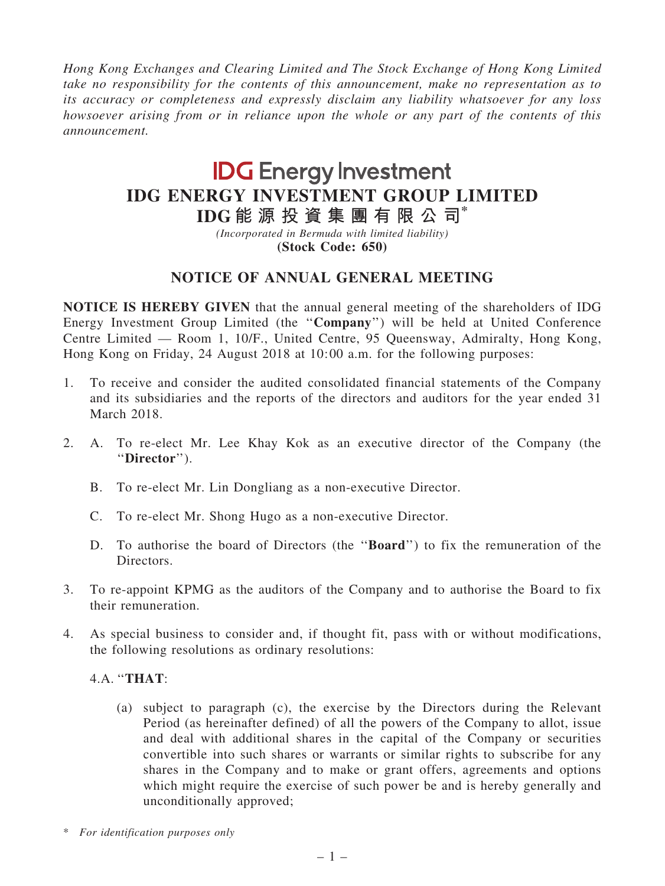*Hong Kong Exchanges and Clearing Limited and The Stock Exchange of Hong Kong Limited take no responsibility for the contents of this announcement, make no representation as to its accuracy or completeness and expressly disclaim any liability whatsoever for any loss howsoever arising from or in reliance upon the whole or any part of the contents of this announcement.*

**IDG Energy Investment**

# IDG ENERGY INVESTMENT GROUP LIMITED

# IDG能源投資集團有限公司*

*(Incorporated in Bermuda with limited liability)*

**(Stock Code: 650)**

## NOTICE OF ANNUAL GENERAL MEETING

**NOTICE IS HEREBY GIVEN** that the annual general meeting of the shareholders of IDG Energy Investment Group Limited (the "**Company**") will be held at United Conference Centre Limited — Room 1, 10/F., United Centre, 95 Queensway, Admiralty, Hong Kong, Hong Kong on Friday, 24 August 2018 at 10:00 a.m. for the following purposes:

1. To receive and consider the audited consolidated financial statements of the Company and its subsidiaries and the reports of the directors and auditors for the year ended 31 March 2018.

2. A. To re-elect Mr. Lee Khay Kok as an executive director of the Company (the "**Director**").

   B. To re-elect Mr. Lin Dongliang as a non-executive Director.

   C. To re-elect Mr. Shong Hugo as a non-executive Director.

   D. To authorise the board of Directors (the "**Board**") to fix the remuneration of the Directors.

3. To re-appoint KPMG as the auditors of the Company and to authorise the Board to fix their remuneration.

4. As special business to consider and, if thought fit, pass with or without modifications, the following resolutions as ordinary resolutions:

   4.A. "**THAT**:

   (a) subject to paragraph (c), the exercise by the Directors during the Relevant Period (as hereinafter defined) of all the powers of the Company to allot, issue and deal with additional shares in the capital of the Company or securities convertible into such shares or warrants or similar rights to subscribe for any shares in the Company and to make or grant offers, agreements and options which might require the exercise of such power be and is hereby generally and unconditionally approved;

\* *For identification purposes only*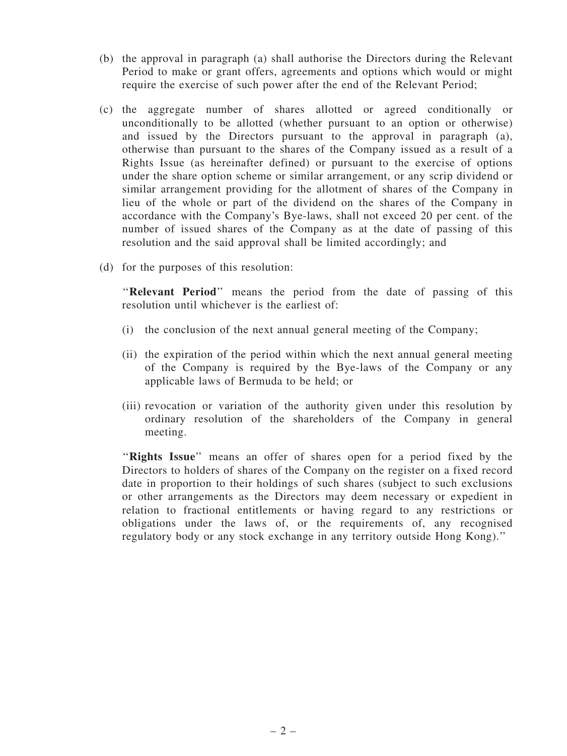(b) the approval in paragraph (a) shall authorise the Directors during the Relevant Period to make or grant offers, agreements and options which would or might require the exercise of such power after the end of the Relevant Period;

(c) the aggregate number of shares allotted or agreed conditionally or unconditionally to be allotted (whether pursuant to an option or otherwise) and issued by the Directors pursuant to the approval in paragraph (a), otherwise than pursuant to the shares of the Company issued as a result of a Rights Issue (as hereinafter defined) or pursuant to the exercise of options under the share option scheme or similar arrangement, or any scrip dividend or similar arrangement providing for the allotment of shares of the Company in lieu of the whole or part of the dividend on the shares of the Company in accordance with the Company's Bye-laws, shall not exceed 20 per cent. of the number of issued shares of the Company as at the date of passing of this resolution and the said approval shall be limited accordingly; and

(d) for the purposes of this resolution:

"**Relevant Period**" means the period from the date of passing of this resolution until whichever is the earliest of:

(i) the conclusion of the next annual general meeting of the Company;

(ii) the expiration of the period within which the next annual general meeting of the Company is required by the Bye-laws of the Company or any applicable laws of Bermuda to be held; or

(iii) revocation or variation of the authority given under this resolution by ordinary resolution of the shareholders of the Company in general meeting.

"**Rights Issue**" means an offer of shares open for a period fixed by the Directors to holders of shares of the Company on the register on a fixed record date in proportion to their holdings of such shares (subject to such exclusions or other arrangements as the Directors may deem necessary or expedient in relation to fractional entitlements or having regard to any restrictions or obligations under the laws of, or the requirements of, any recognised regulatory body or any stock exchange in any territory outside Hong Kong)."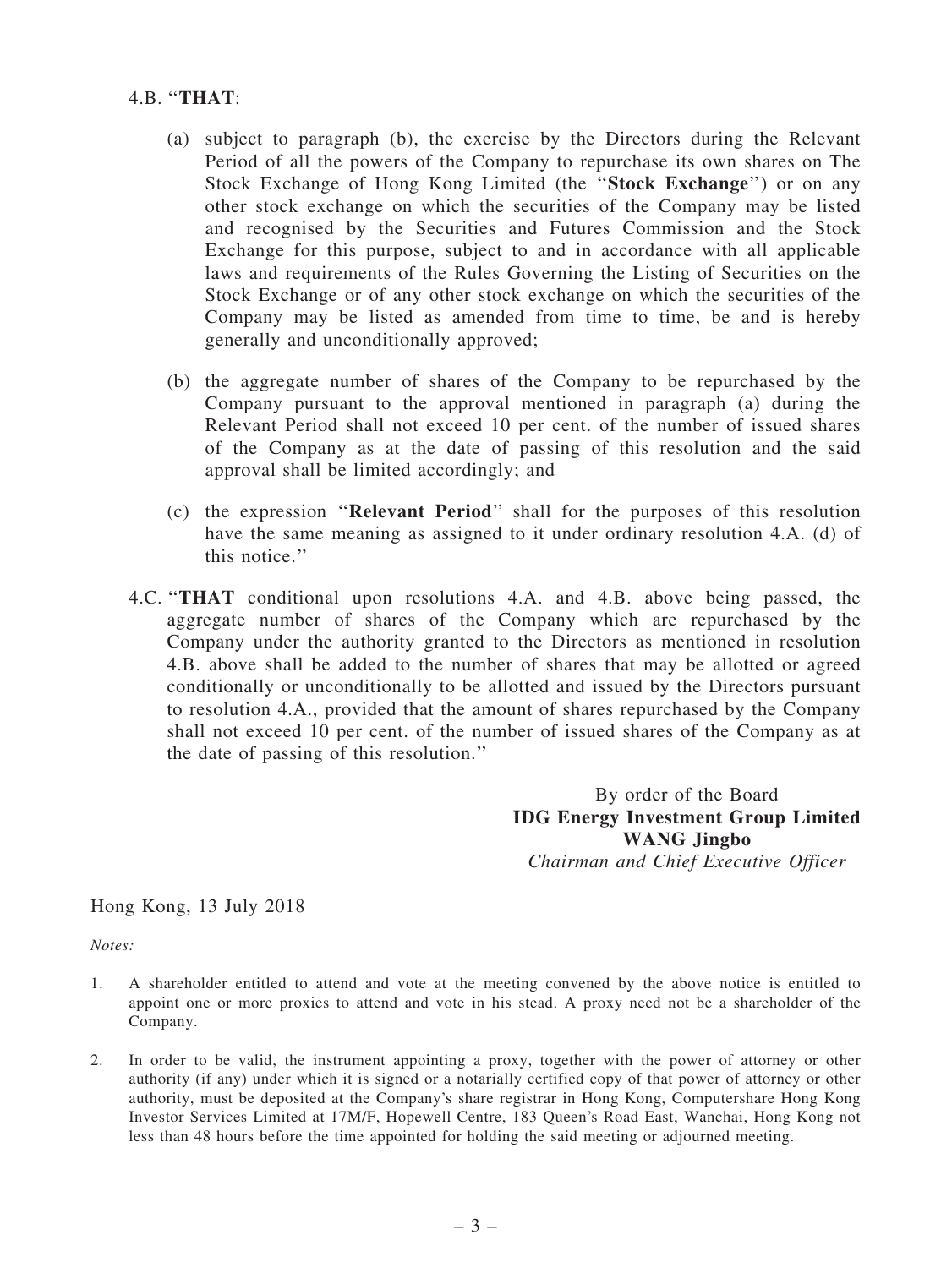4.B. "**THAT**:

(a) subject to paragraph (b), the exercise by the Directors during the Relevant Period of all the powers of the Company to repurchase its own shares on The Stock Exchange of Hong Kong Limited (the "**Stock Exchange**") or on any other stock exchange on which the securities of the Company may be listed and recognised by the Securities and Futures Commission and the Stock Exchange for this purpose, subject to and in accordance with all applicable laws and requirements of the Rules Governing the Listing of Securities on the Stock Exchange or of any other stock exchange on which the securities of the Company may be listed as amended from time to time, be and is hereby generally and unconditionally approved;

(b) the aggregate number of shares of the Company to be repurchased by the Company pursuant to the approval mentioned in paragraph (a) during the Relevant Period shall not exceed 10 per cent. of the number of issued shares of the Company as at the date of passing of this resolution and the said approval shall be limited accordingly; and

(c) the expression "**Relevant Period**" shall for the purposes of this resolution have the same meaning as assigned to it under ordinary resolution 4.A. (d) of this notice."

4.C. "**THAT** conditional upon resolutions 4.A. and 4.B. above being passed, the aggregate number of shares of the Company which are repurchased by the Company under the authority granted to the Directors as mentioned in resolution 4.B. above shall be added to the number of shares that may be allotted or agreed conditionally or unconditionally to be allotted and issued by the Directors pursuant to resolution 4.A., provided that the amount of shares repurchased by the Company shall not exceed 10 per cent. of the number of issued shares of the Company as at the date of passing of this resolution."

By order of the Board
**IDG Energy Investment Group Limited**
**WANG Jingbo**
*Chairman and Chief Executive Officer*

Hong Kong, 13 July 2018

*Notes:*

1. A shareholder entitled to attend and vote at the meeting convened by the above notice is entitled to appoint one or more proxies to attend and vote in his stead. A proxy need not be a shareholder of the Company.

2. In order to be valid, the instrument appointing a proxy, together with the power of attorney or other authority (if any) under which it is signed or a notarially certified copy of that power of attorney or other authority, must be deposited at the Company's share registrar in Hong Kong, Computershare Hong Kong Investor Services Limited at 17M/F, Hopewell Centre, 183 Queen's Road East, Wanchai, Hong Kong not less than 48 hours before the time appointed for holding the said meeting or adjourned meeting.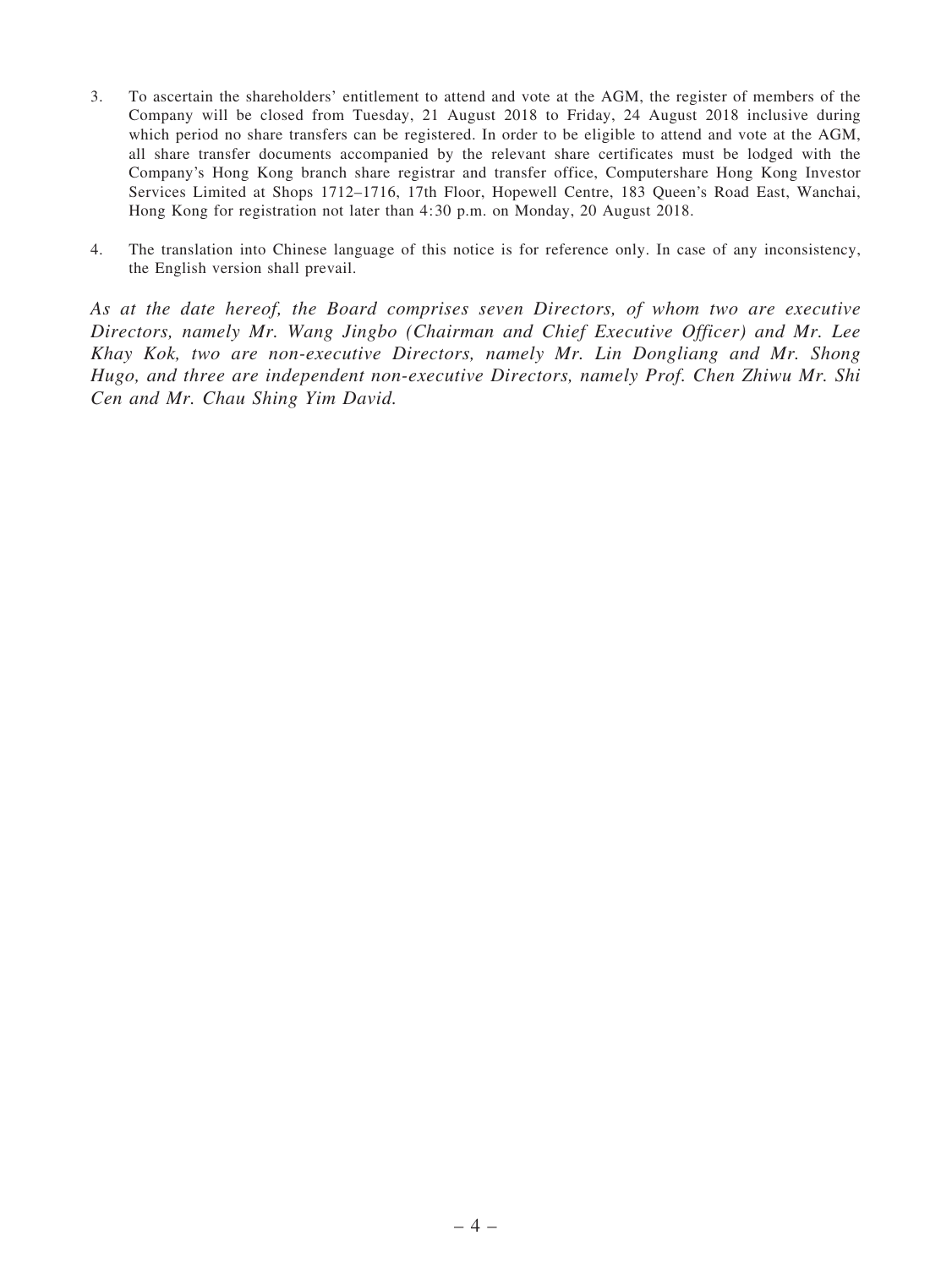3. To ascertain the shareholders' entitlement to attend and vote at the AGM, the register of members of the Company will be closed from Tuesday, 21 August 2018 to Friday, 24 August 2018 inclusive during which period no share transfers can be registered. In order to be eligible to attend and vote at the AGM, all share transfer documents accompanied by the relevant share certificates must be lodged with the Company's Hong Kong branch share registrar and transfer office, Computershare Hong Kong Investor Services Limited at Shops 1712–1716, 17th Floor, Hopewell Centre, 183 Queen's Road East, Wanchai, Hong Kong for registration not later than 4:30 p.m. on Monday, 20 August 2018.

4. The translation into Chinese language of this notice is for reference only. In case of any inconsistency, the English version shall prevail.

*As at the date hereof, the Board comprises seven Directors, of whom two are executive Directors, namely Mr. Wang Jingbo (Chairman and Chief Executive Officer) and Mr. Lee Khay Kok, two are non-executive Directors, namely Mr. Lin Dongliang and Mr. Shong Hugo, and three are independent non-executive Directors, namely Prof. Chen Zhiwu Mr. Shi Cen and Mr. Chau Shing Yim David.*